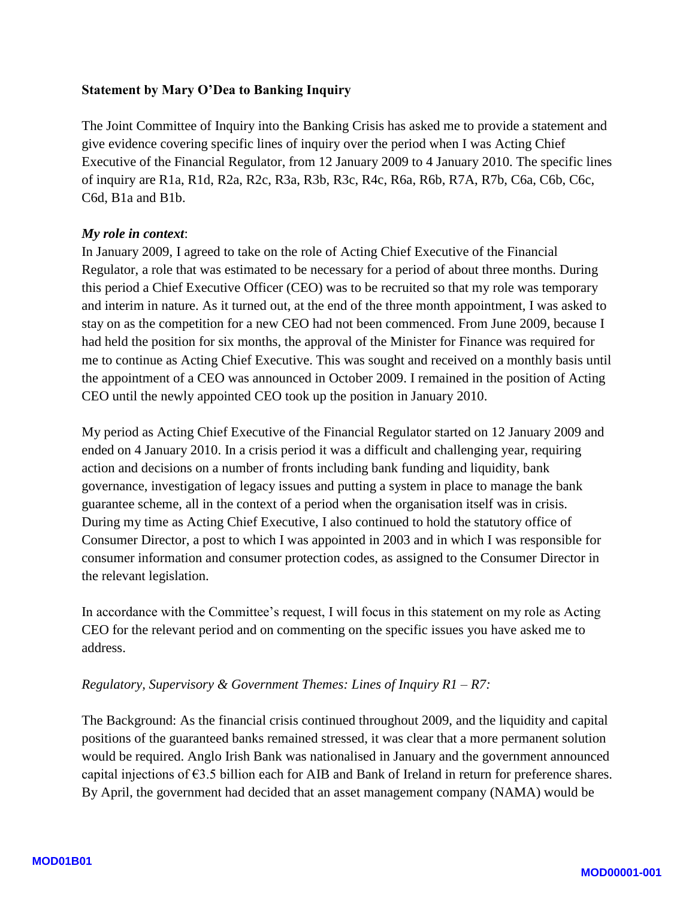**Statement by Mary O'Dea to Banking Inquiry**

The Joint Committee of Inquiry into the Banking Crisis has asked me to provide a statement and give evidence covering specific lines of inquiry over the period when I was Acting Chief Executive of the Financial Regulator, from 12 January 2009 to 4 January 2010. The specific lines of inquiry are R1a, R1d, R2a, R2c, R3a, R3b, R3c, R4c, R6a, R6b, R7A, R7b, C6a, C6b, C6c, C6d, B1a and B1b.

***My role in context***:

In January 2009, I agreed to take on the role of Acting Chief Executive of the Financial Regulator, a role that was estimated to be necessary for a period of about three months. During this period a Chief Executive Officer (CEO) was to be recruited so that my role was temporary and interim in nature. As it turned out, at the end of the three month appointment, I was asked to stay on as the competition for a new CEO had not been commenced. From June 2009, because I had held the position for six months, the approval of the Minister for Finance was required for me to continue as Acting Chief Executive. This was sought and received on a monthly basis until the appointment of a CEO was announced in October 2009. I remained in the position of Acting CEO until the newly appointed CEO took up the position in January 2010.

My period as Acting Chief Executive of the Financial Regulator started on 12 January 2009 and ended on 4 January 2010. In a crisis period it was a difficult and challenging year, requiring action and decisions on a number of fronts including bank funding and liquidity, bank governance, investigation of legacy issues and putting a system in place to manage the bank guarantee scheme, all in the context of a period when the organisation itself was in crisis. During my time as Acting Chief Executive, I also continued to hold the statutory office of Consumer Director, a post to which I was appointed in 2003 and in which I was responsible for consumer information and consumer protection codes, as assigned to the Consumer Director in the relevant legislation.

In accordance with the Committee's request, I will focus in this statement on my role as Acting CEO for the relevant period and on commenting on the specific issues you have asked me to address.

*Regulatory, Supervisory & Government Themes: Lines of Inquiry R1 – R7:*

The Background: As the financial crisis continued throughout 2009, and the liquidity and capital positions of the guaranteed banks remained stressed, it was clear that a more permanent solution would be required. Anglo Irish Bank was nationalised in January and the government announced capital injections of €3.5 billion each for AIB and Bank of Ireland in return for preference shares. By April, the government had decided that an asset management company (NAMA) would be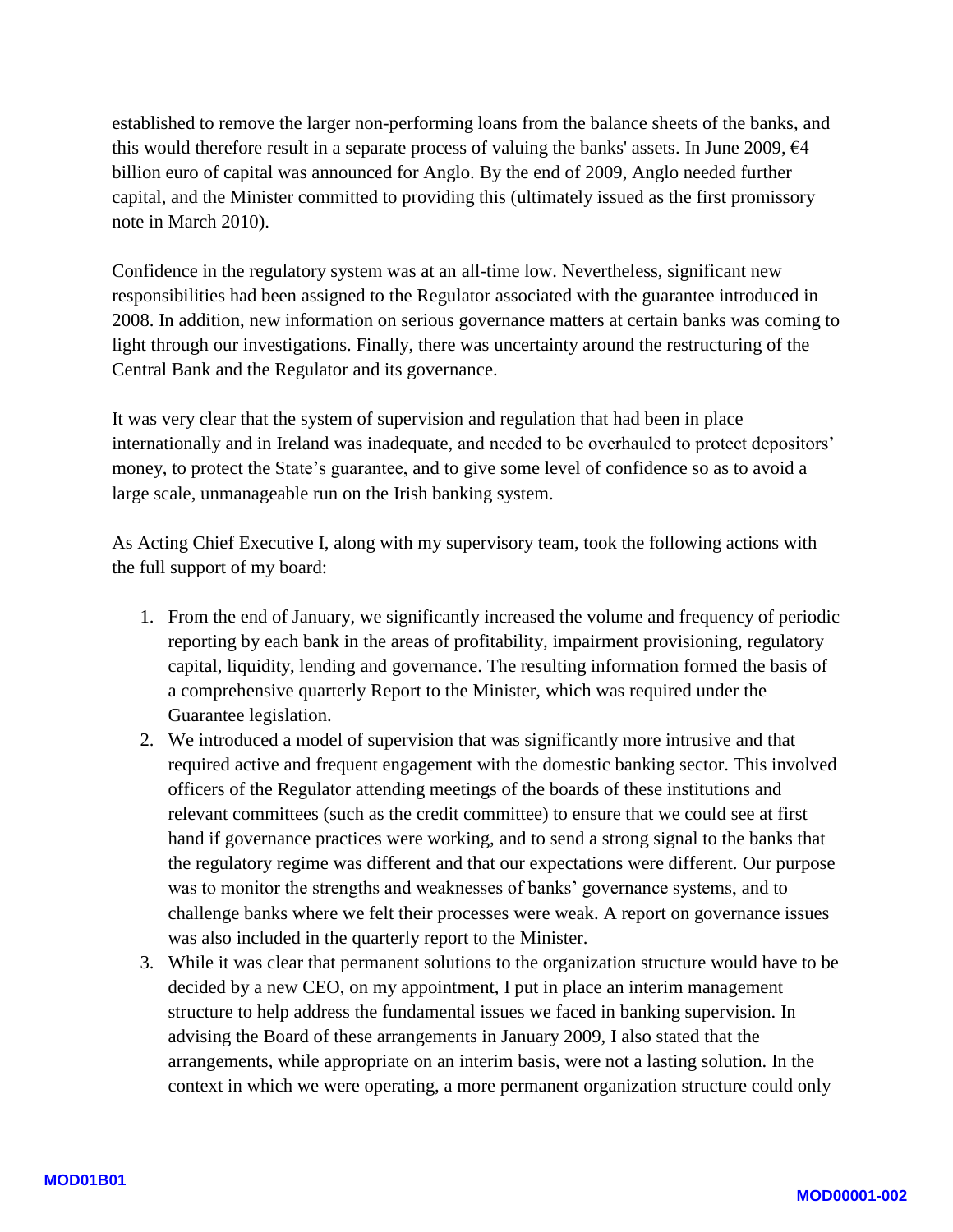established to remove the larger non-performing loans from the balance sheets of the banks, and this would therefore result in a separate process of valuing the banks' assets. In June 2009, €4 billion euro of capital was announced for Anglo. By the end of 2009, Anglo needed further capital, and the Minister committed to providing this (ultimately issued as the first promissory note in March 2010).

Confidence in the regulatory system was at an all-time low. Nevertheless, significant new responsibilities had been assigned to the Regulator associated with the guarantee introduced in 2008. In addition, new information on serious governance matters at certain banks was coming to light through our investigations. Finally, there was uncertainty around the restructuring of the Central Bank and the Regulator and its governance.

It was very clear that the system of supervision and regulation that had been in place internationally and in Ireland was inadequate, and needed to be overhauled to protect depositors' money, to protect the State's guarantee, and to give some level of confidence so as to avoid a large scale, unmanageable run on the Irish banking system.

As Acting Chief Executive I, along with my supervisory team, took the following actions with the full support of my board:

1. From the end of January, we significantly increased the volume and frequency of periodic reporting by each bank in the areas of profitability, impairment provisioning, regulatory capital, liquidity, lending and governance. The resulting information formed the basis of a comprehensive quarterly Report to the Minister, which was required under the Guarantee legislation.
2. We introduced a model of supervision that was significantly more intrusive and that required active and frequent engagement with the domestic banking sector. This involved officers of the Regulator attending meetings of the boards of these institutions and relevant committees (such as the credit committee) to ensure that we could see at first hand if governance practices were working, and to send a strong signal to the banks that the regulatory regime was different and that our expectations were different. Our purpose was to monitor the strengths and weaknesses of banks' governance systems, and to challenge banks where we felt their processes were weak. A report on governance issues was also included in the quarterly report to the Minister.
3. While it was clear that permanent solutions to the organization structure would have to be decided by a new CEO, on my appointment, I put in place an interim management structure to help address the fundamental issues we faced in banking supervision. In advising the Board of these arrangements in January 2009, I also stated that the arrangements, while appropriate on an interim basis, were not a lasting solution. In the context in which we were operating, a more permanent organization structure could only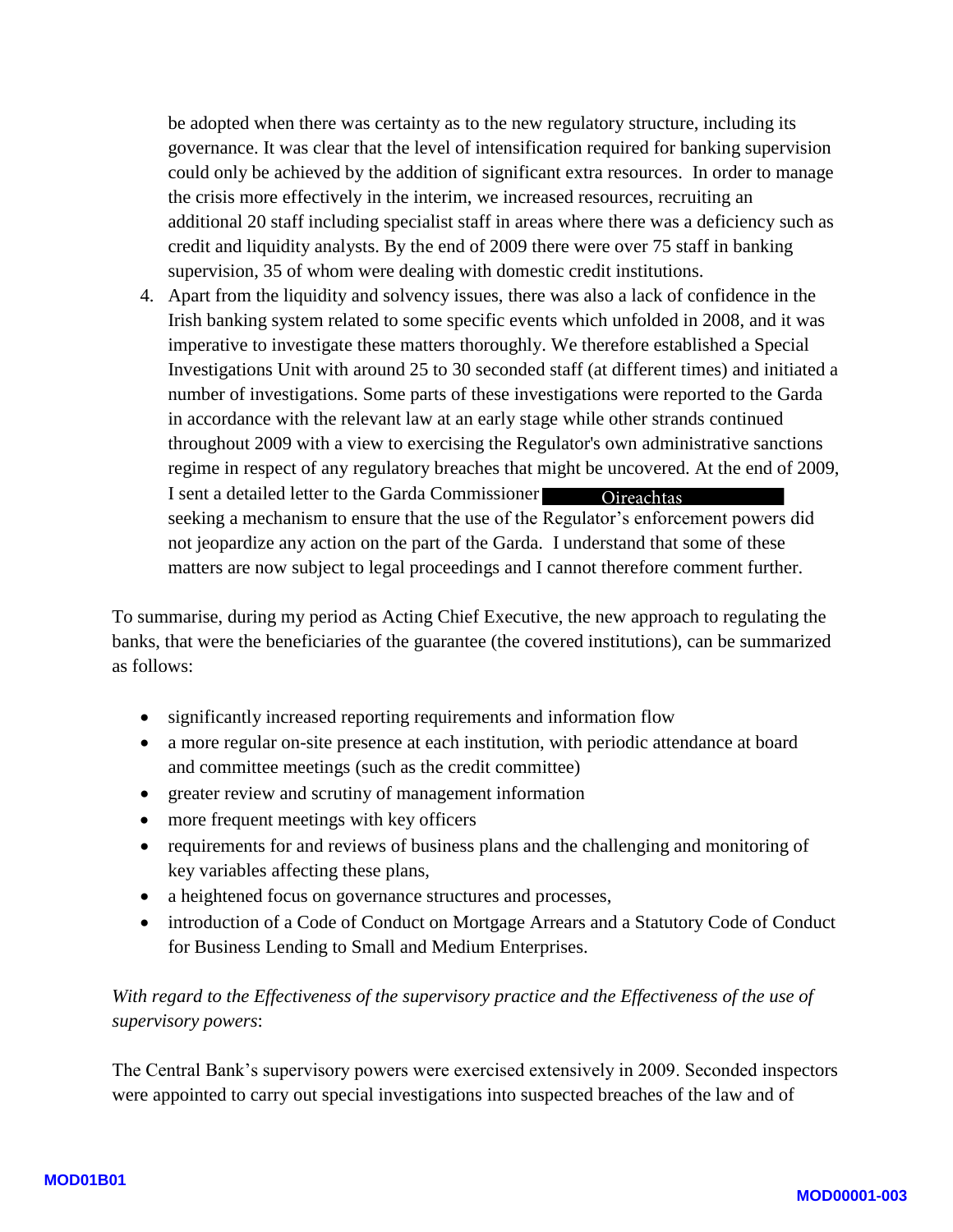be adopted when there was certainty as to the new regulatory structure, including its governance. It was clear that the level of intensification required for banking supervision could only be achieved by the addition of significant extra resources. In order to manage the crisis more effectively in the interim, we increased resources, recruiting an additional 20 staff including specialist staff in areas where there was a deficiency such as credit and liquidity analysts. By the end of 2009 there were over 75 staff in banking supervision, 35 of whom were dealing with domestic credit institutions.

4. Apart from the liquidity and solvency issues, there was also a lack of confidence in the Irish banking system related to some specific events which unfolded in 2008, and it was imperative to investigate these matters thoroughly. We therefore established a Special Investigations Unit with around 25 to 30 seconded staff (at different times) and initiated a number of investigations. Some parts of these investigations were reported to the Garda in accordance with the relevant law at an early stage while other strands continued throughout 2009 with a view to exercising the Regulator's own administrative sanctions regime in respect of any regulatory breaches that might be uncovered. At the end of 2009, I sent a detailed letter to the Garda Commissioner Oireachtas seeking a mechanism to ensure that the use of the Regulator's enforcement powers did not jeopardize any action on the part of the Garda. I understand that some of these matters are now subject to legal proceedings and I cannot therefore comment further.

To summarise, during my period as Acting Chief Executive, the new approach to regulating the banks, that were the beneficiaries of the guarantee (the covered institutions), can be summarized as follows:

- significantly increased reporting requirements and information flow
- a more regular on-site presence at each institution, with periodic attendance at board and committee meetings (such as the credit committee)
- greater review and scrutiny of management information
- more frequent meetings with key officers
- requirements for and reviews of business plans and the challenging and monitoring of key variables affecting these plans,
- a heightened focus on governance structures and processes,
- introduction of a Code of Conduct on Mortgage Arrears and a Statutory Code of Conduct for Business Lending to Small and Medium Enterprises.

*With regard to the Effectiveness of the supervisory practice and the Effectiveness of the use of supervisory powers*:

The Central Bank's supervisory powers were exercised extensively in 2009. Seconded inspectors were appointed to carry out special investigations into suspected breaches of the law and of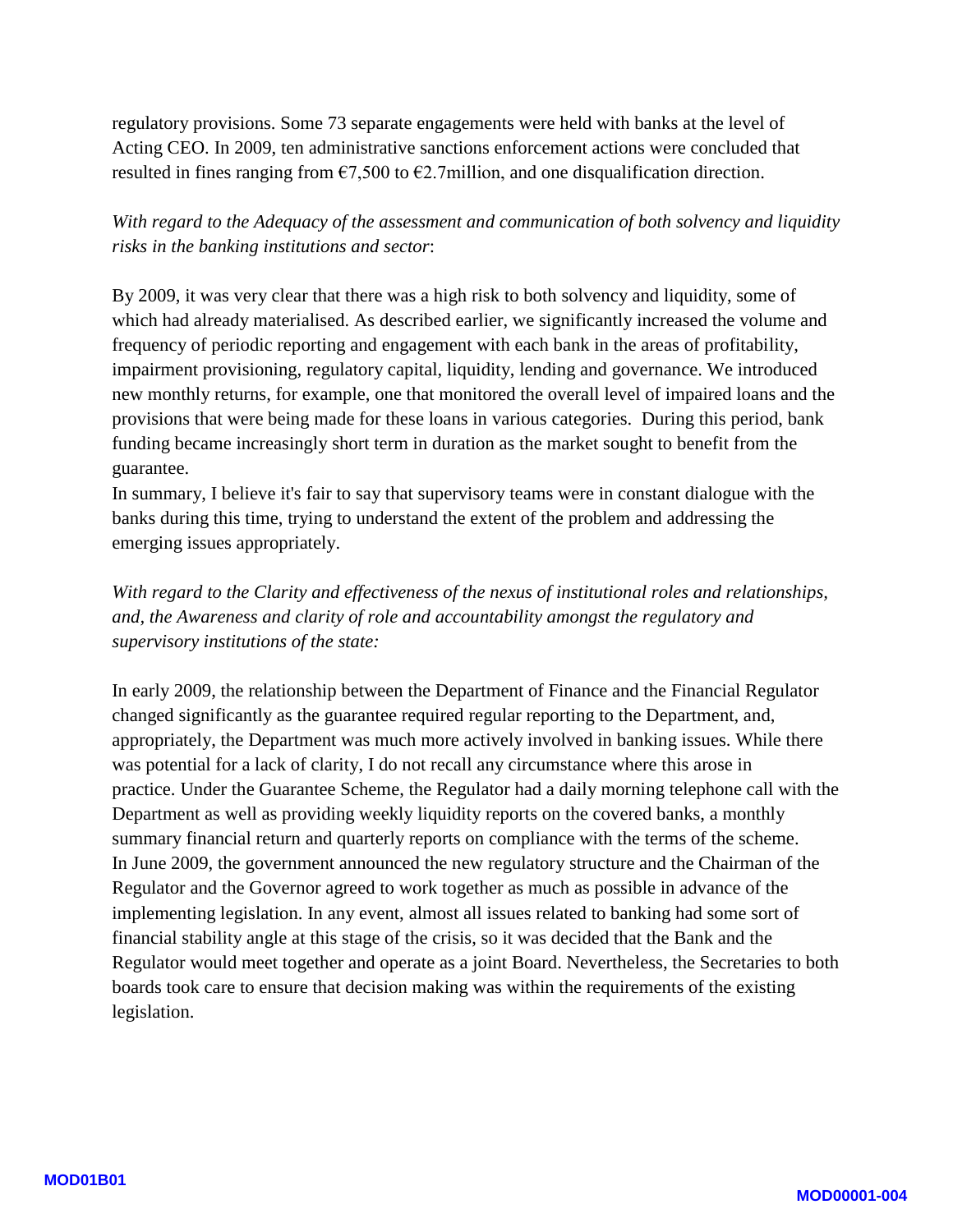regulatory provisions. Some 73 separate engagements were held with banks at the level of Acting CEO. In 2009, ten administrative sanctions enforcement actions were concluded that resulted in fines ranging from €7,500 to €2.7million, and one disqualification direction.

*With regard to the Adequacy of the assessment and communication of both solvency and liquidity risks in the banking institutions and sector*:

By 2009, it was very clear that there was a high risk to both solvency and liquidity, some of which had already materialised. As described earlier, we significantly increased the volume and frequency of periodic reporting and engagement with each bank in the areas of profitability, impairment provisioning, regulatory capital, liquidity, lending and governance. We introduced new monthly returns, for example, one that monitored the overall level of impaired loans and the provisions that were being made for these loans in various categories. During this period, bank funding became increasingly short term in duration as the market sought to benefit from the guarantee.

In summary, I believe it's fair to say that supervisory teams were in constant dialogue with the banks during this time, trying to understand the extent of the problem and addressing the emerging issues appropriately.

*With regard to the Clarity and effectiveness of the nexus of institutional roles and relationships, and, the Awareness and clarity of role and accountability amongst the regulatory and supervisory institutions of the state:*

In early 2009, the relationship between the Department of Finance and the Financial Regulator changed significantly as the guarantee required regular reporting to the Department, and, appropriately, the Department was much more actively involved in banking issues. While there was potential for a lack of clarity, I do not recall any circumstance where this arose in practice. Under the Guarantee Scheme, the Regulator had a daily morning telephone call with the Department as well as providing weekly liquidity reports on the covered banks, a monthly summary financial return and quarterly reports on compliance with the terms of the scheme.

In June 2009, the government announced the new regulatory structure and the Chairman of the Regulator and the Governor agreed to work together as much as possible in advance of the implementing legislation. In any event, almost all issues related to banking had some sort of financial stability angle at this stage of the crisis, so it was decided that the Bank and the Regulator would meet together and operate as a joint Board. Nevertheless, the Secretaries to both boards took care to ensure that decision making was within the requirements of the existing legislation.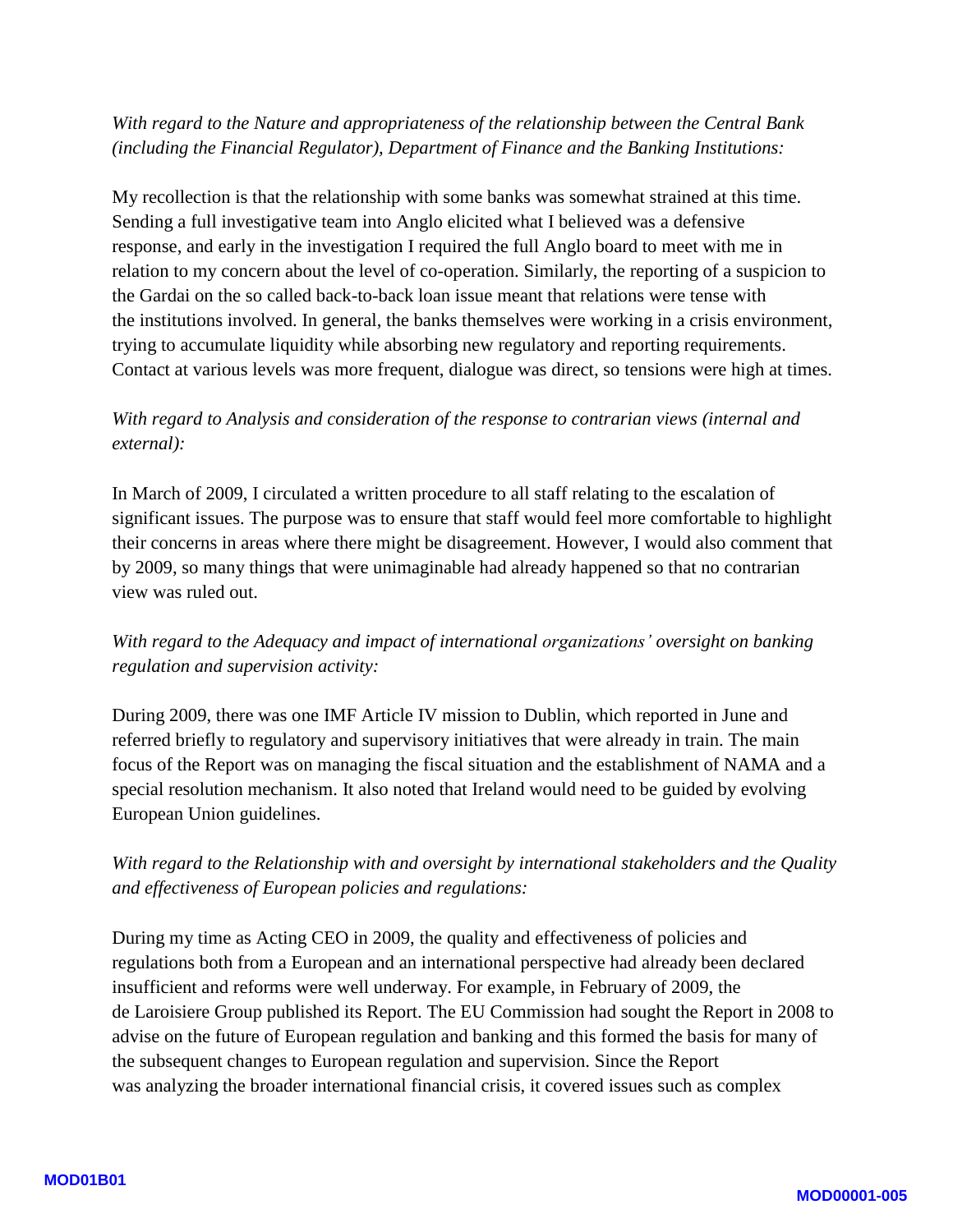*With regard to the Nature and appropriateness of the relationship between the Central Bank (including the Financial Regulator), Department of Finance and the Banking Institutions:*

My recollection is that the relationship with some banks was somewhat strained at this time. Sending a full investigative team into Anglo elicited what I believed was a defensive response, and early in the investigation I required the full Anglo board to meet with me in relation to my concern about the level of co-operation. Similarly, the reporting of a suspicion to the Gardai on the so called back-to-back loan issue meant that relations were tense with the institutions involved. In general, the banks themselves were working in a crisis environment, trying to accumulate liquidity while absorbing new regulatory and reporting requirements. Contact at various levels was more frequent, dialogue was direct, so tensions were high at times.

*With regard to Analysis and consideration of the response to contrarian views (internal and external):*

In March of 2009, I circulated a written procedure to all staff relating to the escalation of significant issues. The purpose was to ensure that staff would feel more comfortable to highlight their concerns in areas where there might be disagreement. However, I would also comment that by 2009, so many things that were unimaginable had already happened so that no contrarian view was ruled out.

*With regard to the Adequacy and impact of international organizations' oversight on banking regulation and supervision activity:*

During 2009, there was one IMF Article IV mission to Dublin, which reported in June and referred briefly to regulatory and supervisory initiatives that were already in train. The main focus of the Report was on managing the fiscal situation and the establishment of NAMA and a special resolution mechanism. It also noted that Ireland would need to be guided by evolving European Union guidelines.

*With regard to the Relationship with and oversight by international stakeholders and the Quality and effectiveness of European policies and regulations:*

During my time as Acting CEO in 2009, the quality and effectiveness of policies and regulations both from a European and an international perspective had already been declared insufficient and reforms were well underway. For example, in February of 2009, the de Laroisiere Group published its Report. The EU Commission had sought the Report in 2008 to advise on the future of European regulation and banking and this formed the basis for many of the subsequent changes to European regulation and supervision. Since the Report was analyzing the broader international financial crisis, it covered issues such as complex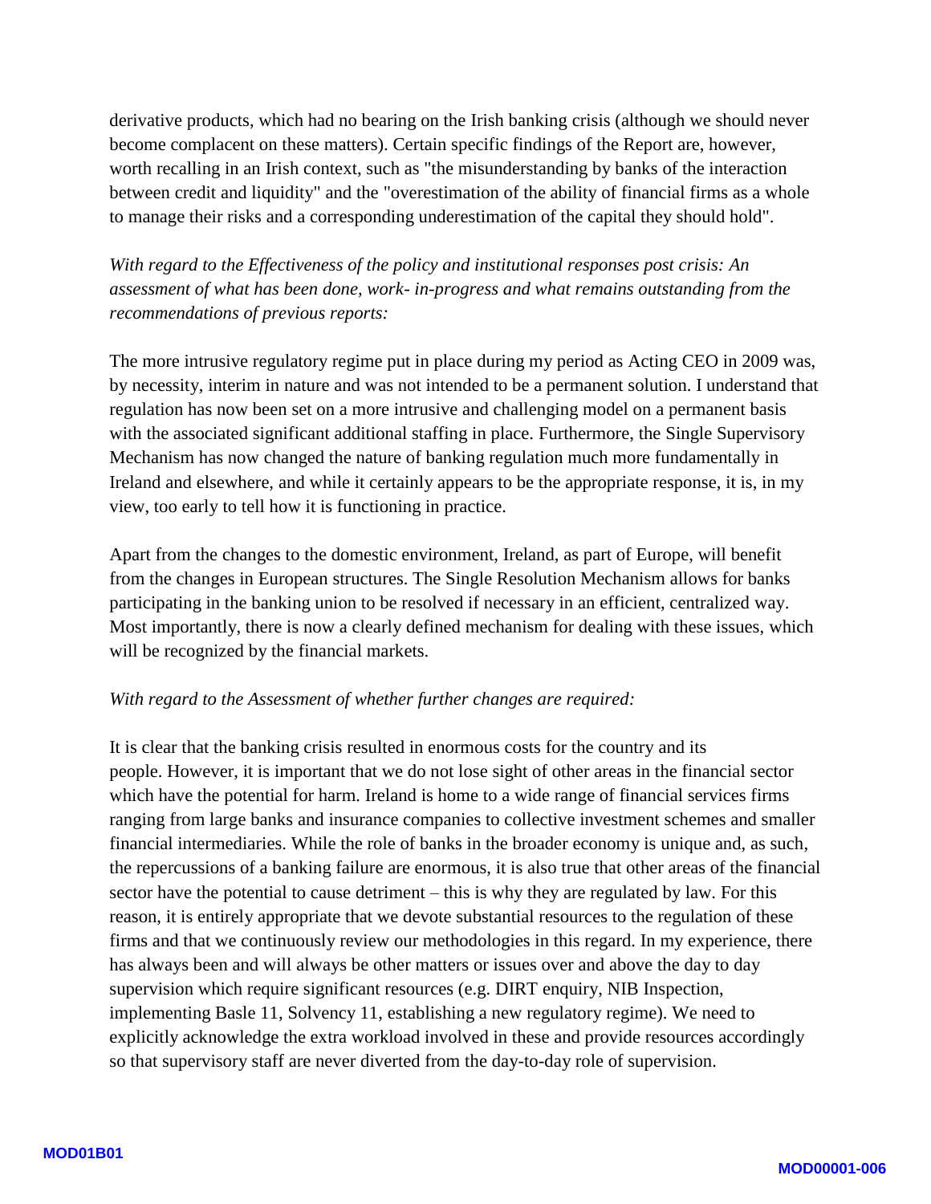derivative products, which had no bearing on the Irish banking crisis (although we should never become complacent on these matters). Certain specific findings of the Report are, however, worth recalling in an Irish context, such as "the misunderstanding by banks of the interaction between credit and liquidity" and the "overestimation of the ability of financial firms as a whole to manage their risks and a corresponding underestimation of the capital they should hold".

*With regard to the Effectiveness of the policy and institutional responses post crisis: An assessment of what has been done, work- in-progress and what remains outstanding from the recommendations of previous reports:*

The more intrusive regulatory regime put in place during my period as Acting CEO in 2009 was, by necessity, interim in nature and was not intended to be a permanent solution. I understand that regulation has now been set on a more intrusive and challenging model on a permanent basis with the associated significant additional staffing in place. Furthermore, the Single Supervisory Mechanism has now changed the nature of banking regulation much more fundamentally in Ireland and elsewhere, and while it certainly appears to be the appropriate response, it is, in my view, too early to tell how it is functioning in practice.

Apart from the changes to the domestic environment, Ireland, as part of Europe, will benefit from the changes in European structures. The Single Resolution Mechanism allows for banks participating in the banking union to be resolved if necessary in an efficient, centralized way. Most importantly, there is now a clearly defined mechanism for dealing with these issues, which will be recognized by the financial markets.

*With regard to the Assessment of whether further changes are required:*

It is clear that the banking crisis resulted in enormous costs for the country and its people. However, it is important that we do not lose sight of other areas in the financial sector which have the potential for harm. Ireland is home to a wide range of financial services firms ranging from large banks and insurance companies to collective investment schemes and smaller financial intermediaries. While the role of banks in the broader economy is unique and, as such, the repercussions of a banking failure are enormous, it is also true that other areas of the financial sector have the potential to cause detriment – this is why they are regulated by law. For this reason, it is entirely appropriate that we devote substantial resources to the regulation of these firms and that we continuously review our methodologies in this regard. In my experience, there has always been and will always be other matters or issues over and above the day to day supervision which require significant resources (e.g. DIRT enquiry, NIB Inspection, implementing Basle 11, Solvency 11, establishing a new regulatory regime). We need to explicitly acknowledge the extra workload involved in these and provide resources accordingly so that supervisory staff are never diverted from the day-to-day role of supervision.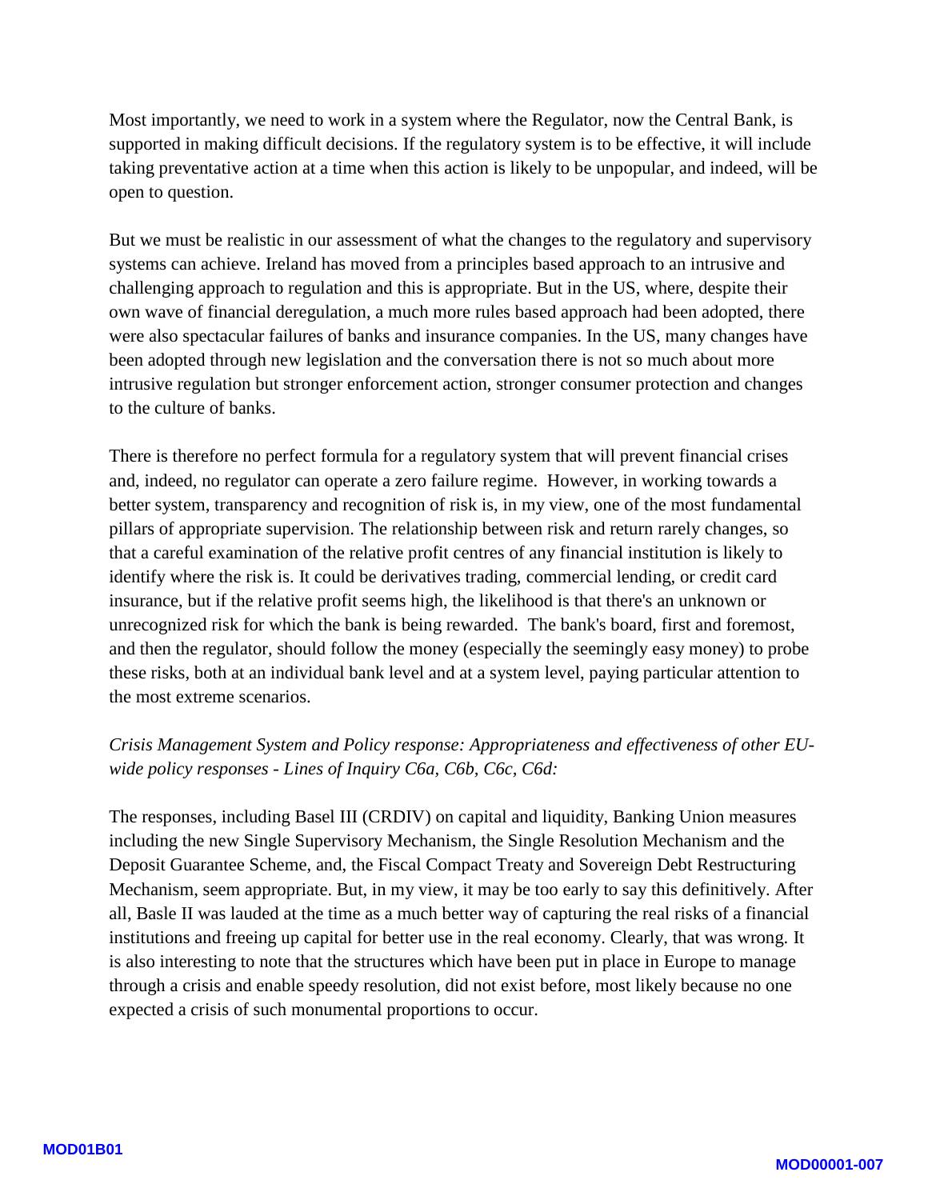Most importantly, we need to work in a system where the Regulator, now the Central Bank, is supported in making difficult decisions. If the regulatory system is to be effective, it will include taking preventative action at a time when this action is likely to be unpopular, and indeed, will be open to question.

But we must be realistic in our assessment of what the changes to the regulatory and supervisory systems can achieve. Ireland has moved from a principles based approach to an intrusive and challenging approach to regulation and this is appropriate. But in the US, where, despite their own wave of financial deregulation, a much more rules based approach had been adopted, there were also spectacular failures of banks and insurance companies. In the US, many changes have been adopted through new legislation and the conversation there is not so much about more intrusive regulation but stronger enforcement action, stronger consumer protection and changes to the culture of banks.

There is therefore no perfect formula for a regulatory system that will prevent financial crises and, indeed, no regulator can operate a zero failure regime. However, in working towards a better system, transparency and recognition of risk is, in my view, one of the most fundamental pillars of appropriate supervision. The relationship between risk and return rarely changes, so that a careful examination of the relative profit centres of any financial institution is likely to identify where the risk is. It could be derivatives trading, commercial lending, or credit card insurance, but if the relative profit seems high, the likelihood is that there's an unknown or unrecognized risk for which the bank is being rewarded. The bank's board, first and foremost, and then the regulator, should follow the money (especially the seemingly easy money) to probe these risks, both at an individual bank level and at a system level, paying particular attention to the most extreme scenarios.

*Crisis Management System and Policy response: Appropriateness and effectiveness of other EU-wide policy responses - Lines of Inquiry C6a, C6b, C6c, C6d:*

The responses, including Basel III (CRDIV) on capital and liquidity, Banking Union measures including the new Single Supervisory Mechanism, the Single Resolution Mechanism and the Deposit Guarantee Scheme, and, the Fiscal Compact Treaty and Sovereign Debt Restructuring Mechanism, seem appropriate. But, in my view, it may be too early to say this definitively. After all, Basle II was lauded at the time as a much better way of capturing the real risks of a financial institutions and freeing up capital for better use in the real economy. Clearly, that was wrong. It is also interesting to note that the structures which have been put in place in Europe to manage through a crisis and enable speedy resolution, did not exist before, most likely because no one expected a crisis of such monumental proportions to occur.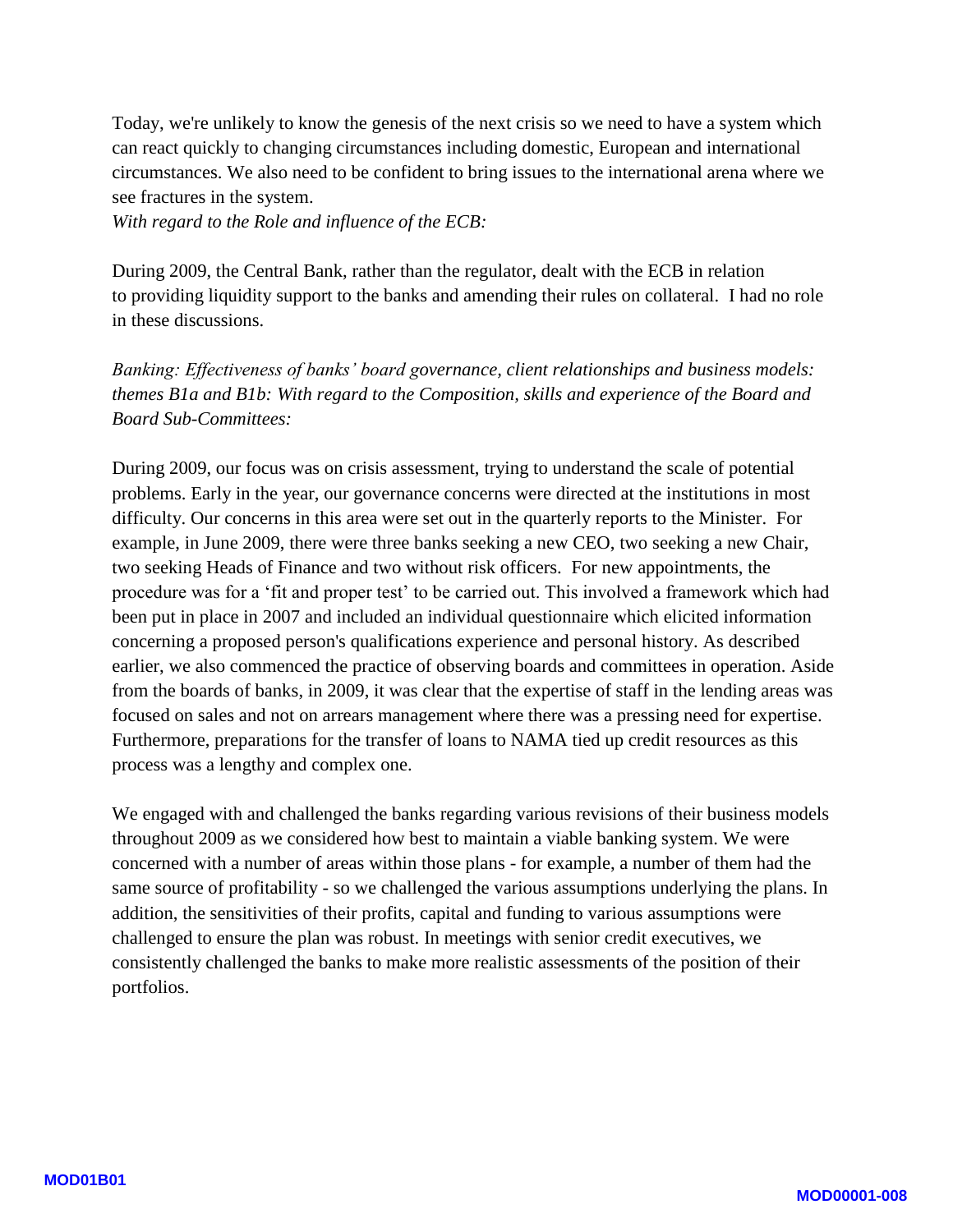Today, we're unlikely to know the genesis of the next crisis so we need to have a system which can react quickly to changing circumstances including domestic, European and international circumstances. We also need to be confident to bring issues to the international arena where we see fractures in the system.

*With regard to the Role and influence of the ECB:*

During 2009, the Central Bank, rather than the regulator, dealt with the ECB in relation to providing liquidity support to the banks and amending their rules on collateral. I had no role in these discussions.

*Banking: Effectiveness of banks' board governance, client relationships and business models: themes B1a and B1b: With regard to the Composition, skills and experience of the Board and Board Sub-Committees:*

During 2009, our focus was on crisis assessment, trying to understand the scale of potential problems. Early in the year, our governance concerns were directed at the institutions in most difficulty. Our concerns in this area were set out in the quarterly reports to the Minister. For example, in June 2009, there were three banks seeking a new CEO, two seeking a new Chair, two seeking Heads of Finance and two without risk officers. For new appointments, the procedure was for a 'fit and proper test' to be carried out. This involved a framework which had been put in place in 2007 and included an individual questionnaire which elicited information concerning a proposed person's qualifications experience and personal history. As described earlier, we also commenced the practice of observing boards and committees in operation. Aside from the boards of banks, in 2009, it was clear that the expertise of staff in the lending areas was focused on sales and not on arrears management where there was a pressing need for expertise. Furthermore, preparations for the transfer of loans to NAMA tied up credit resources as this process was a lengthy and complex one.

We engaged with and challenged the banks regarding various revisions of their business models throughout 2009 as we considered how best to maintain a viable banking system. We were concerned with a number of areas within those plans - for example, a number of them had the same source of profitability - so we challenged the various assumptions underlying the plans. In addition, the sensitivities of their profits, capital and funding to various assumptions were challenged to ensure the plan was robust. In meetings with senior credit executives, we consistently challenged the banks to make more realistic assessments of the position of their portfolios.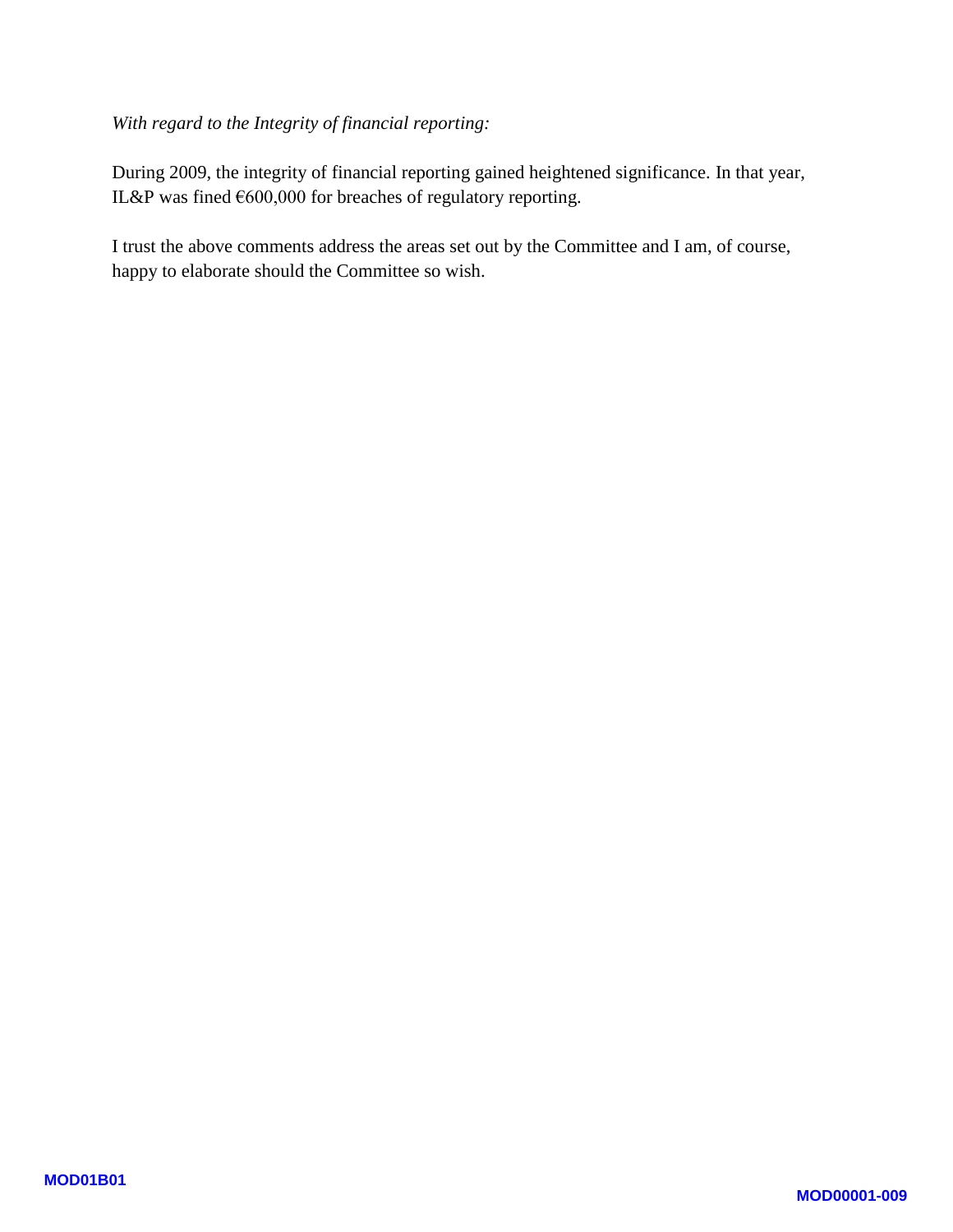*With regard to the Integrity of financial reporting:*

During 2009, the integrity of financial reporting gained heightened significance. In that year, IL&P was fined €600,000 for breaches of regulatory reporting.

I trust the above comments address the areas set out by the Committee and I am, of course, happy to elaborate should the Committee so wish.